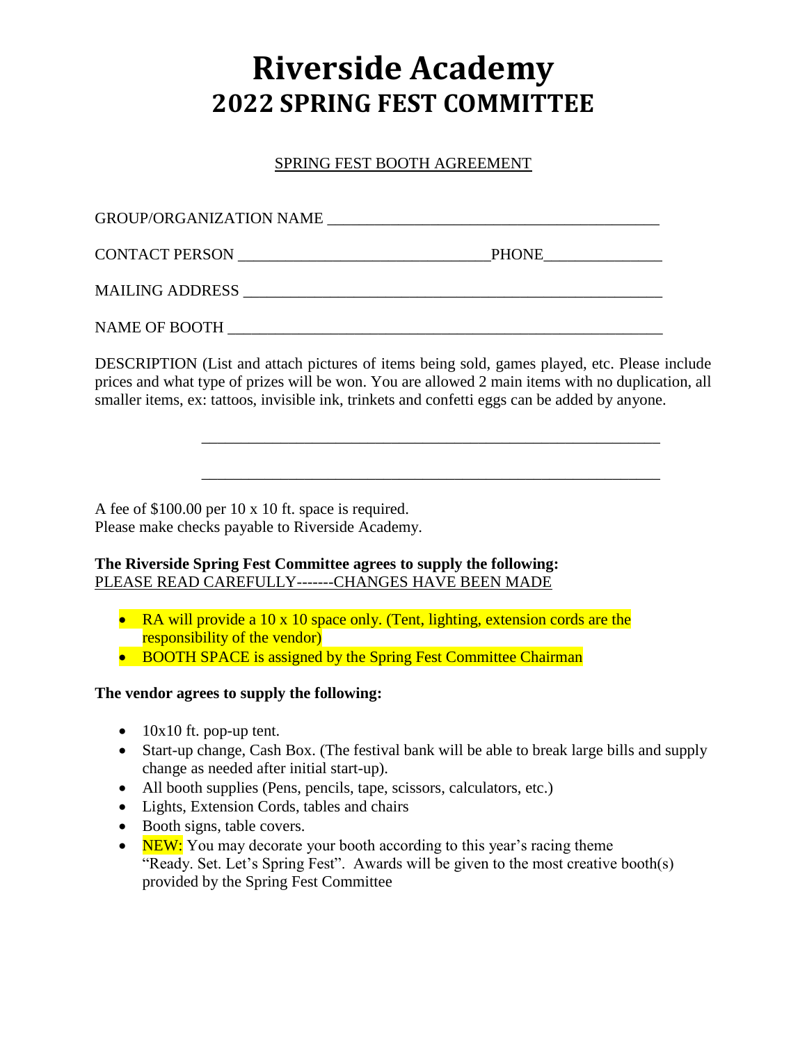# Riverside Academy
## 2022 SPRING FEST COMMITTEE

SPRING FEST BOOTH AGREEMENT

GROUP/ORGANIZATION NAME ___________________________________________

CONTACT PERSON _________________________________PHONE_______________

MAILING ADDRESS _______________________________________________________

NAME OF BOOTH _________________________________________________________

DESCRIPTION (List and attach pictures of items being sold, games played, etc. Please include prices and what type of prizes will be won. You are allowed 2 main items with no duplication, all smaller items, ex: tattoos, invisible ink, trinkets and confetti eggs can be added by anyone.

_____________________________________________________________

_____________________________________________________________

A fee of $100.00 per 10 x 10 ft. space is required.
Please make checks payable to Riverside Academy.

**The Riverside Spring Fest Committee agrees to supply the following:**
PLEASE READ CAREFULLY-------CHANGES HAVE BEEN MADE

- RA will provide a 10 x 10 space only. (Tent, lighting, extension cords are the responsibility of the vendor)
- BOOTH SPACE is assigned by the Spring Fest Committee Chairman

**The vendor agrees to supply the following:**

- 10x10 ft. pop-up tent.
- Start-up change, Cash Box. (The festival bank will be able to break large bills and supply change as needed after initial start-up).
- All booth supplies (Pens, pencils, tape, scissors, calculators, etc.)
- Lights, Extension Cords, tables and chairs
- Booth signs, table covers.
- NEW: You may decorate your booth according to this year's racing theme "Ready. Set. Let's Spring Fest". Awards will be given to the most creative booth(s) provided by the Spring Fest Committee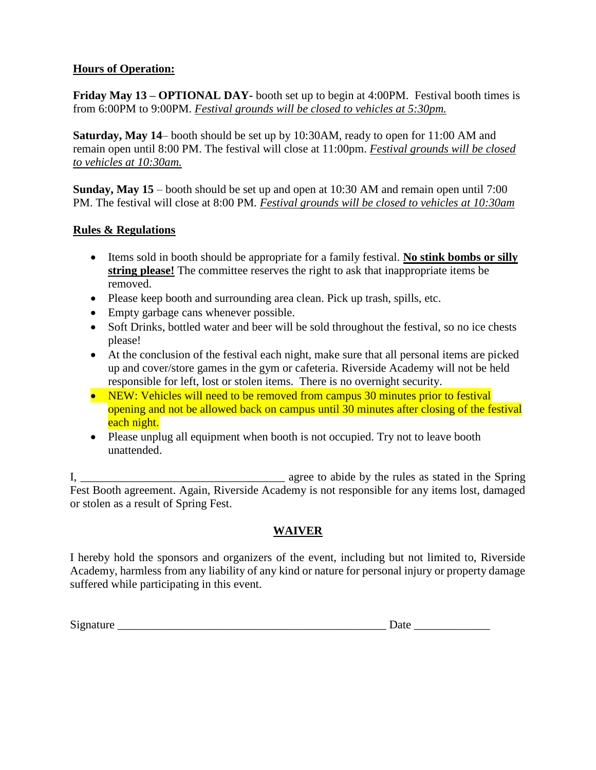**Hours of Operation:**

**Friday May 13 – OPTIONAL DAY-** booth set up to begin at 4:00PM. Festival booth times is from 6:00PM to 9:00PM. *Festival grounds will be closed to vehicles at 5:30pm.*

**Saturday, May 14**– booth should be set up by 10:30AM, ready to open for 11:00 AM and remain open until 8:00 PM. The festival will close at 11:00pm. *Festival grounds will be closed to vehicles at 10:30am.*

**Sunday, May 15** – booth should be set up and open at 10:30 AM and remain open until 7:00 PM. The festival will close at 8:00 PM. *Festival grounds will be closed to vehicles at 10:30am*

**Rules & Regulations**

- Items sold in booth should be appropriate for a family festival. **No stink bombs or silly string please!** The committee reserves the right to ask that inappropriate items be removed.
- Please keep booth and surrounding area clean. Pick up trash, spills, etc.
- Empty garbage cans whenever possible.
- Soft Drinks, bottled water and beer will be sold throughout the festival, so no ice chests please!
- At the conclusion of the festival each night, make sure that all personal items are picked up and cover/store games in the gym or cafeteria. Riverside Academy will not be held responsible for left, lost or stolen items. There is no overnight security.
- NEW: Vehicles will need to be removed from campus 30 minutes prior to festival opening and not be allowed back on campus until 30 minutes after closing of the festival each night.
- Please unplug all equipment when booth is not occupied. Try not to leave booth unattended.

I, ___________________________________ agree to abide by the rules as stated in the Spring Fest Booth agreement. Again, Riverside Academy is not responsible for any items lost, damaged or stolen as a result of Spring Fest.

**WAIVER**

I hereby hold the sponsors and organizers of the event, including but not limited to, Riverside Academy, harmless from any liability of any kind or nature for personal injury or property damage suffered while participating in this event.

Signature ______________________________________________ Date _____________